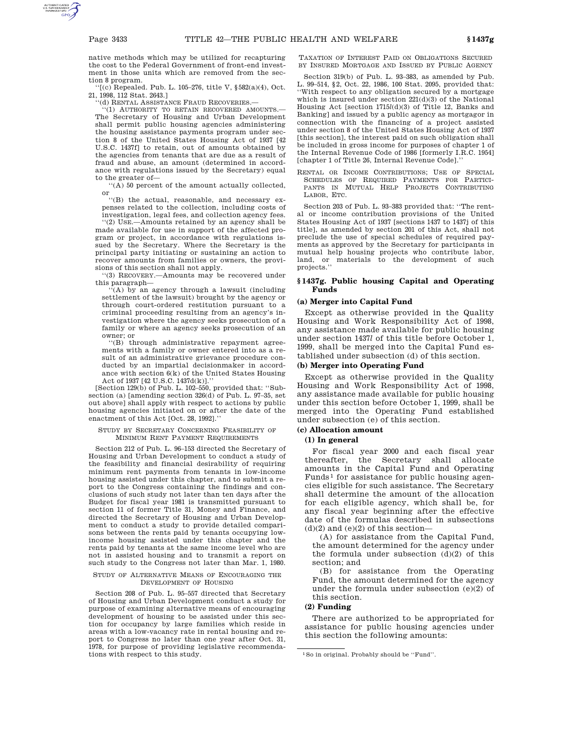native methods which may be utilized for recapturing the cost to the Federal Government of front-end investment in those units which are removed from the section 8 program.

"[(c) Repealed. Pub. L. 105–276, title V, §582(a)(4), Oct. 21, 1998, 112 Stat. 2643.]

"(d) RENTAL ASSISTANCE FRAUD RECOVERIES.—

"(1) AUTHORITY TO RETAIN RECOVERED AMOUNTS.—The Secretary of Housing and Urban Development shall permit public housing agencies administering the housing assistance payments program under section 8 of the United States Housing Act of 1937 [42 U.S.C. 1437f] to retain, out of amounts obtained by the agencies from tenants that are due as a result of fraud and abuse, an amount (determined in accordance with regulations issued by the Secretary) equal to the greater of—

"(A) 50 percent of the amount actually collected, or

"(B) the actual, reasonable, and necessary expenses related to the collection, including costs of investigation, legal fees, and collection agency fees.

"(2) USE.—Amounts retained by an agency shall be made available for use in support of the affected program or project, in accordance with regulations issued by the Secretary. Where the Secretary is the principal party initiating or sustaining an action to recover amounts from families or owners, the provisions of this section shall not apply.

"(3) RECOVERY.—Amounts may be recovered under this paragraph—

"(A) by an agency through a lawsuit (including settlement of the lawsuit) brought by the agency or through court-ordered restitution pursuant to a criminal proceeding resulting from an agency's investigation where the agency seeks prosecution of a family or where an agency seeks prosecution of an owner; or

"(B) through administrative repayment agreements with a family or owner entered into as a result of an administrative grievance procedure conducted by an impartial decisionmaker in accordance with section 6(k) of the United States Housing Act of 1937 [42 U.S.C. 1437d(k)]."

[Section 129(b) of Pub. L. 102–550, provided that: "Subsection (a) [amending section 326(d) of Pub. L. 97–35, set out above] shall apply with respect to actions by public housing agencies initiated on or after the date of the enactment of this Act [Oct. 28, 1992]."

STUDY BY SECRETARY CONCERNING FEASIBILITY OF MINIMUM RENT PAYMENT REQUIREMENTS

Section 212 of Pub. L. 96–153 directed the Secretary of Housing and Urban Development to conduct a study of the feasibility and financial desirability of requiring minimum rent payments from tenants in low-income housing assisted under this chapter, and to submit a report to the Congress containing the findings and conclusions of such study not later than ten days after the Budget for fiscal year 1981 is transmitted pursuant to section 11 of former Title 31, Money and Finance, and directed the Secretary of Housing and Urban Development to conduct a study to provide detailed comparisons between the rents paid by tenants occupying low-income housing assisted under this chapter and the rents paid by tenants at the same income level who are not in assisted housing and to transmit a report on such study to the Congress not later than Mar. 1, 1980.

STUDY OF ALTERNATIVE MEANS OF ENCOURAGING THE DEVELOPMENT OF HOUSING

Section 208 of Pub. L. 95–557 directed that Secretary of Housing and Urban Development conduct a study for purpose of examining alternative means of encouraging development of housing to be assisted under this section for occupancy by large families which reside in areas with a low-vacancy rate in rental housing and report to Congress no later than one year after Oct. 31, 1978, for purpose of providing legislative recommendations with respect to this study.

TAXATION OF INTEREST PAID ON OBLIGATIONS SECURED BY INSURED MORTGAGE AND ISSUED BY PUBLIC AGENCY

Section 319(b) of Pub. L. 93–383, as amended by Pub. L. 99–514, §2, Oct. 22, 1986, 100 Stat. 2095, provided that: "With respect to any obligation secured by a mortgage which is insured under section 221(d)(3) of the National Housing Act [section 1715*l*(d)(3) of Title 12, Banks and Banking] and issued by a public agency as mortgagor in connection with the financing of a project assisted under section 8 of the United States Housing Act of 1937 [this section], the interest paid on such obligation shall be included in gross income for purposes of chapter 1 of the Internal Revenue Code of 1986 [formerly I.R.C. 1954] [chapter 1 of Title 26, Internal Revenue Code]."

RENTAL OR INCOME CONTRIBUTIONS; USE OF SPECIAL SCHEDULES OF REQUIRED PAYMENTS FOR PARTICIPANTS IN MUTUAL HELP PROJECTS CONTRIBUTING LABOR, ETC.

Section 203 of Pub. L. 93–383 provided that: "The rental or income contribution provisions of the United States Housing Act of 1937 [sections 1437 to 1437j of this title], as amended by section 201 of this Act, shall not preclude the use of special schedules of required payments as approved by the Secretary for participants in mutual help housing projects who contribute labor, land, or materials to the development of such projects."

## §1437g. Public housing Capital and Operating Funds

### (a) Merger into Capital Fund

Except as otherwise provided in the Quality Housing and Work Responsibility Act of 1998, any assistance made available for public housing under section 1437*l* of this title before October 1, 1999, shall be merged into the Capital Fund established under subsection (d) of this section.

### (b) Merger into Operating Fund

Except as otherwise provided in the Quality Housing and Work Responsibility Act of 1998, any assistance made available for public housing under this section before October 1, 1999, shall be merged into the Operating Fund established under subsection (e) of this section.

### (c) Allocation amount

#### (1) In general

For fiscal year 2000 and each fiscal year thereafter, the Secretary shall allocate amounts in the Capital Fund and Operating Funds[1] for assistance for public housing agencies eligible for such assistance. The Secretary shall determine the amount of the allocation for each eligible agency, which shall be, for any fiscal year beginning after the effective date of the formulas described in subsections (d)(2) and (e)(2) of this section—

(A) for assistance from the Capital Fund, the amount determined for the agency under the formula under subsection (d)(2) of this section; and

(B) for assistance from the Operating Fund, the amount determined for the agency under the formula under subsection (e)(2) of this section.

#### (2) Funding

There are authorized to be appropriated for assistance for public housing agencies under this section the following amounts:

[1] So in original. Probably should be "Fund".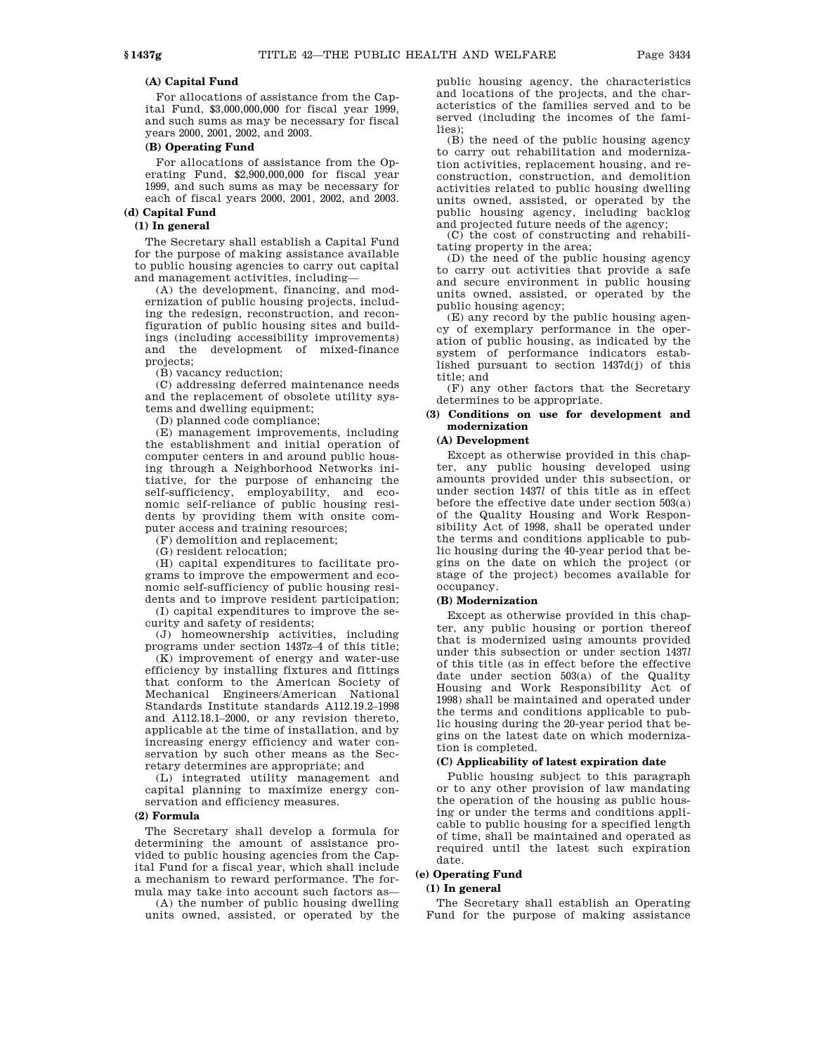#### (A) Capital Fund

For allocations of assistance from the Capital Fund, $3,000,000,000 for fiscal year 1999, and such sums as may be necessary for fiscal years 2000, 2001, 2002, and 2003.

#### (B) Operating Fund

For allocations of assistance from the Operating Fund, $2,900,000,000 for fiscal year 1999, and such sums as may be necessary for each of fiscal years 2000, 2001, 2002, and 2003.

### (d) Capital Fund

#### (1) In general

The Secretary shall establish a Capital Fund for the purpose of making assistance available to public housing agencies to carry out capital and management activities, including—

(A) the development, financing, and modernization of public housing projects, including the redesign, reconstruction, and reconfiguration of public housing sites and buildings (including accessibility improvements) and the development of mixed-finance projects;

(B) vacancy reduction;

(C) addressing deferred maintenance needs and the replacement of obsolete utility systems and dwelling equipment;

(D) planned code compliance;

(E) management improvements, including the establishment and initial operation of computer centers in and around public housing through a Neighborhood Networks initiative, for the purpose of enhancing the self-sufficiency, employability, and economic self-reliance of public housing residents by providing them with onsite computer access and training resources;

(F) demolition and replacement;

(G) resident relocation;

(H) capital expenditures to facilitate programs to improve the empowerment and economic self-sufficiency of public housing residents and to improve resident participation;

(I) capital expenditures to improve the security and safety of residents;

(J) homeownership activities, including programs under section 1437z–4 of this title;

(K) improvement of energy and water-use efficiency by installing fixtures and fittings that conform to the American Society of Mechanical Engineers/American National Standards Institute standards A112.19.2–1998 and A112.18.1–2000, or any revision thereto, applicable at the time of installation, and by increasing energy efficiency and water conservation by such other means as the Secretary determines are appropriate; and

(L) integrated utility management and capital planning to maximize energy conservation and efficiency measures.

#### (2) Formula

The Secretary shall develop a formula for determining the amount of assistance provided to public housing agencies from the Capital Fund for a fiscal year, which shall include a mechanism to reward performance. The formula may take into account such factors as—

(A) the number of public housing dwelling units owned, assisted, or operated by the public housing agency, the characteristics and locations of the projects, and the characteristics of the families served and to be served (including the incomes of the families);

(B) the need of the public housing agency to carry out rehabilitation and modernization activities, replacement housing, and reconstruction, construction, and demolition activities related to public housing dwelling units owned, assisted, or operated by the public housing agency, including backlog and projected future needs of the agency;

(C) the cost of constructing and rehabilitating property in the area;

(D) the need of the public housing agency to carry out activities that provide a safe and secure environment in public housing units owned, assisted, or operated by the public housing agency;

(E) any record by the public housing agency of exemplary performance in the operation of public housing, as indicated by the system of performance indicators established pursuant to section 1437d(j) of this title; and

(F) any other factors that the Secretary determines to be appropriate.

#### (3) Conditions on use for development and modernization

##### (A) Development

Except as otherwise provided in this chapter, any public housing developed using amounts provided under this subsection, or under section 1437*l* of this title as in effect before the effective date under section 503(a) of the Quality Housing and Work Responsibility Act of 1998, shall be operated under the terms and conditions applicable to public housing during the 40-year period that begins on the date on which the project (or stage of the project) becomes available for occupancy.

##### (B) Modernization

Except as otherwise provided in this chapter, any public housing or portion thereof that is modernized using amounts provided under this subsection or under section 1437*l* of this title (as in effect before the effective date under section 503(a) of the Quality Housing and Work Responsibility Act of 1998) shall be maintained and operated under the terms and conditions applicable to public housing during the 20-year period that begins on the latest date on which modernization is completed.

##### (C) Applicability of latest expiration date

Public housing subject to this paragraph or to any other provision of law mandating the operation of the housing as public housing or under the terms and conditions applicable to public housing for a specified length of time, shall be maintained and operated as required until the latest such expiration date.

### (e) Operating Fund

#### (1) In general

The Secretary shall establish an Operating Fund for the purpose of making assistance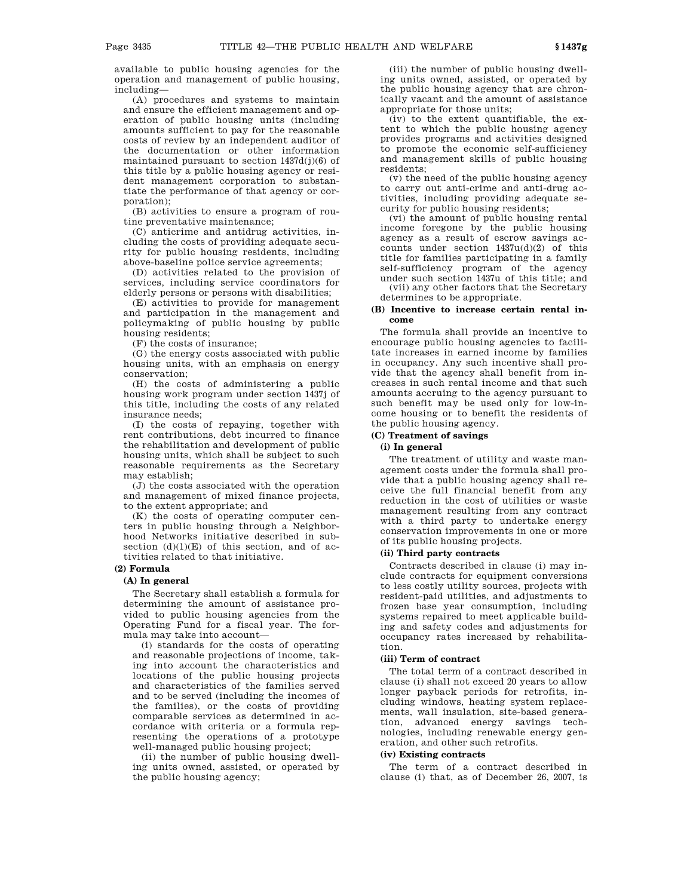available to public housing agencies for the operation and management of public housing, including—

(A) procedures and systems to maintain and ensure the efficient management and operation of public housing units (including amounts sufficient to pay for the reasonable costs of review by an independent auditor of the documentation or other information maintained pursuant to section 1437d(j)(6) of this title by a public housing agency or resident management corporation to substantiate the performance of that agency or corporation);

(B) activities to ensure a program of routine preventative maintenance;

(C) anticrime and antidrug activities, including the costs of providing adequate security for public housing residents, including above-baseline police service agreements;

(D) activities related to the provision of services, including service coordinators for elderly persons or persons with disabilities;

(E) activities to provide for management and participation in the management and policymaking of public housing by public housing residents;

(F) the costs of insurance;

(G) the energy costs associated with public housing units, with an emphasis on energy conservation;

(H) the costs of administering a public housing work program under section 1437j of this title, including the costs of any related insurance needs;

(I) the costs of repaying, together with rent contributions, debt incurred to finance the rehabilitation and development of public housing units, which shall be subject to such reasonable requirements as the Secretary may establish;

(J) the costs associated with the operation and management of mixed finance projects, to the extent appropriate; and

(K) the costs of operating computer centers in public housing through a Neighborhood Networks initiative described in subsection (d)(1)(E) of this section, and of activities related to that initiative.

**(2) Formula**

**(A) In general**

The Secretary shall establish a formula for determining the amount of assistance provided to public housing agencies from the Operating Fund for a fiscal year. The formula may take into account—

(i) standards for the costs of operating and reasonable projections of income, taking into account the characteristics and locations of the public housing projects and characteristics of the families served and to be served (including the incomes of the families), or the costs of providing comparable services as determined in accordance with criteria or a formula representing the operations of a prototype well-managed public housing project;

(ii) the number of public housing dwelling units owned, assisted, or operated by the public housing agency;

(iii) the number of public housing dwelling units owned, assisted, or operated by the public housing agency that are chronically vacant and the amount of assistance appropriate for those units;

(iv) to the extent quantifiable, the extent to which the public housing agency provides programs and activities designed to promote the economic self-sufficiency and management skills of public housing residents;

(v) the need of the public housing agency to carry out anti-crime and anti-drug activities, including providing adequate security for public housing residents;

(vi) the amount of public housing rental income foregone by the public housing agency as a result of escrow savings accounts under section 1437u(d)(2) of this title for families participating in a family self-sufficiency program of the agency under such section 1437u of this title; and

(vii) any other factors that the Secretary determines to be appropriate.

**(B) Incentive to increase certain rental income**

The formula shall provide an incentive to encourage public housing agencies to facilitate increases in earned income by families in occupancy. Any such incentive shall provide that the agency shall benefit from increases in such rental income and that such amounts accruing to the agency pursuant to such benefit may be used only for low-income housing or to benefit the residents of the public housing agency.

**(C) Treatment of savings**

**(i) In general**

The treatment of utility and waste management costs under the formula shall provide that a public housing agency shall receive the full financial benefit from any reduction in the cost of utilities or waste management resulting from any contract with a third party to undertake energy conservation improvements in one or more of its public housing projects.

**(ii) Third party contracts**

Contracts described in clause (i) may include contracts for equipment conversions to less costly utility sources, projects with resident-paid utilities, and adjustments to frozen base year consumption, including systems repaired to meet applicable building and safety codes and adjustments for occupancy rates increased by rehabilitation.

**(iii) Term of contract**

The total term of a contract described in clause (i) shall not exceed 20 years to allow longer payback periods for retrofits, including windows, heating system replacements, wall insulation, site-based generation, advanced energy savings technologies, including renewable energy generation, and other such retrofits.

**(iv) Existing contracts**

The term of a contract described in clause (i) that, as of December 26, 2007, is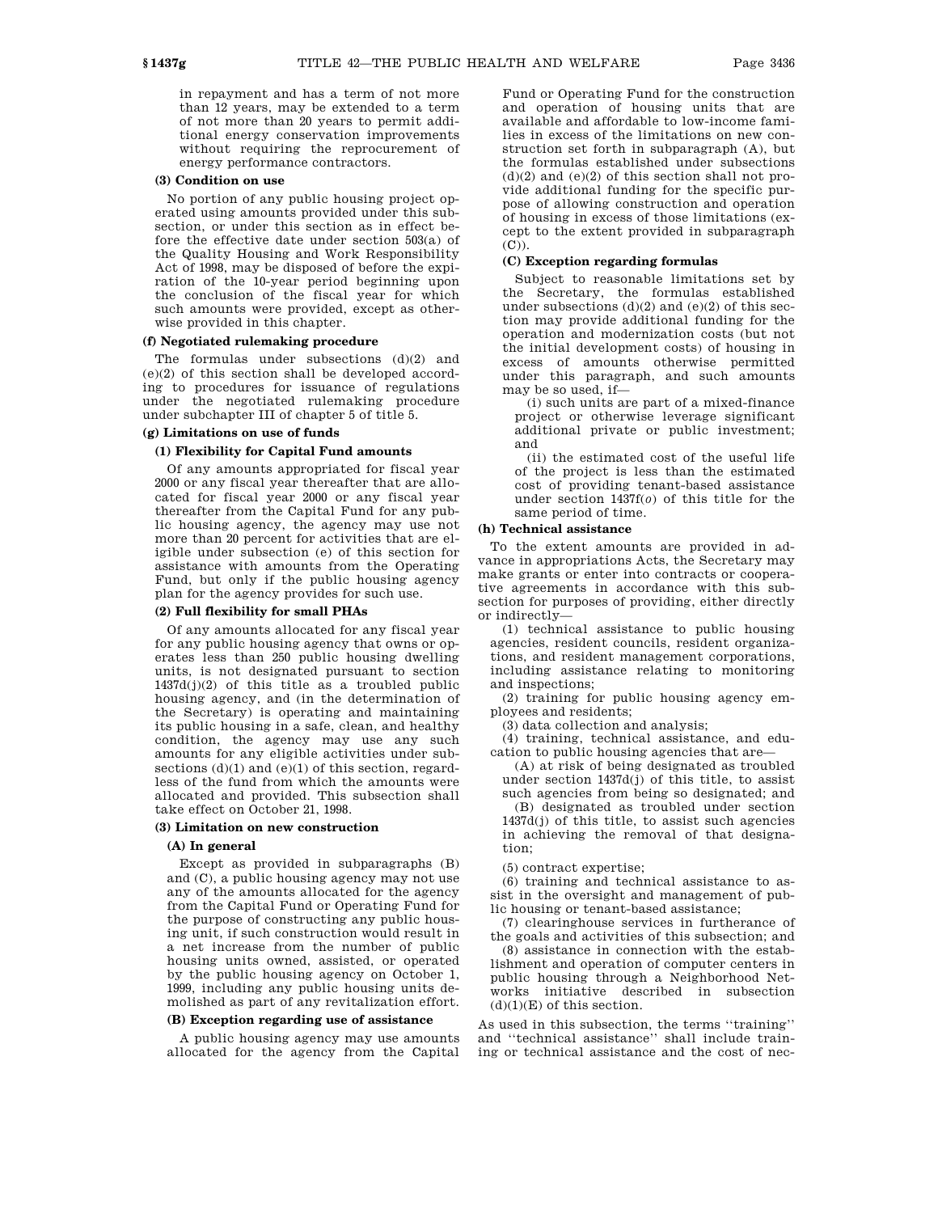in repayment and has a term of not more than 12 years, may be extended to a term of not more than 20 years to permit additional energy conservation improvements without requiring the reprocurement of energy performance contractors.

**(3) Condition on use**

No portion of any public housing project operated using amounts provided under this subsection, or under this section as in effect before the effective date under section 503(a) of the Quality Housing and Work Responsibility Act of 1998, may be disposed of before the expiration of the 10-year period beginning upon the conclusion of the fiscal year for which such amounts were provided, except as otherwise provided in this chapter.

**(f) Negotiated rulemaking procedure**

The formulas under subsections (d)(2) and (e)(2) of this section shall be developed according to procedures for issuance of regulations under the negotiated rulemaking procedure under subchapter III of chapter 5 of title 5.

**(g) Limitations on use of funds**

**(1) Flexibility for Capital Fund amounts**

Of any amounts appropriated for fiscal year 2000 or any fiscal year thereafter that are allocated for fiscal year 2000 or any fiscal year thereafter from the Capital Fund for any public housing agency, the agency may use not more than 20 percent for activities that are eligible under subsection (e) of this section for assistance with amounts from the Operating Fund, but only if the public housing agency plan for the agency provides for such use.

**(2) Full flexibility for small PHAs**

Of any amounts allocated for any fiscal year for any public housing agency that owns or operates less than 250 public housing dwelling units, is not designated pursuant to section 1437d(j)(2) of this title as a troubled public housing agency, and (in the determination of the Secretary) is operating and maintaining its public housing in a safe, clean, and healthy condition, the agency may use any such amounts for any eligible activities under subsections (d)(1) and (e)(1) of this section, regardless of the fund from which the amounts were allocated and provided. This subsection shall take effect on October 21, 1998.

**(3) Limitation on new construction**

**(A) In general**

Except as provided in subparagraphs (B) and (C), a public housing agency may not use any of the amounts allocated for the agency from the Capital Fund or Operating Fund for the purpose of constructing any public housing unit, if such construction would result in a net increase from the number of public housing units owned, assisted, or operated by the public housing agency on October 1, 1999, including any public housing units demolished as part of any revitalization effort.

**(B) Exception regarding use of assistance**

A public housing agency may use amounts allocated for the agency from the Capital Fund or Operating Fund for the construction and operation of housing units that are available and affordable to low-income families in excess of the limitations on new construction set forth in subparagraph (A), but the formulas established under subsections (d)(2) and (e)(2) of this section shall not provide additional funding for the specific purpose of allowing construction and operation of housing in excess of those limitations (except to the extent provided in subparagraph (C)).

**(C) Exception regarding formulas**

Subject to reasonable limitations set by the Secretary, the formulas established under subsections (d)(2) and (e)(2) of this section may provide additional funding for the operation and modernization costs (but not the initial development costs) of housing in excess of amounts otherwise permitted under this paragraph, and such amounts may be so used, if—

(i) such units are part of a mixed-finance project or otherwise leverage significant additional private or public investment; and

(ii) the estimated cost of the useful life of the project is less than the estimated cost of providing tenant-based assistance under section 1437f(*o*) of this title for the same period of time.

**(h) Technical assistance**

To the extent amounts are provided in advance in appropriations Acts, the Secretary may make grants or enter into contracts or cooperative agreements in accordance with this subsection for purposes of providing, either directly or indirectly—

(1) technical assistance to public housing agencies, resident councils, resident organizations, and resident management corporations, including assistance relating to monitoring and inspections;

(2) training for public housing agency employees and residents;

(3) data collection and analysis;

(4) training, technical assistance, and education to public housing agencies that are—

(A) at risk of being designated as troubled under section 1437d(j) of this title, to assist such agencies from being so designated; and

(B) designated as troubled under section 1437d(j) of this title, to assist such agencies in achieving the removal of that designation;

(5) contract expertise;

(6) training and technical assistance to assist in the oversight and management of public housing or tenant-based assistance;

(7) clearinghouse services in furtherance of the goals and activities of this subsection; and

(8) assistance in connection with the establishment and operation of computer centers in public housing through a Neighborhood Networks initiative described in subsection (d)(1)(E) of this section.

As used in this subsection, the terms ''training'' and ''technical assistance'' shall include training or technical assistance and the cost of nec-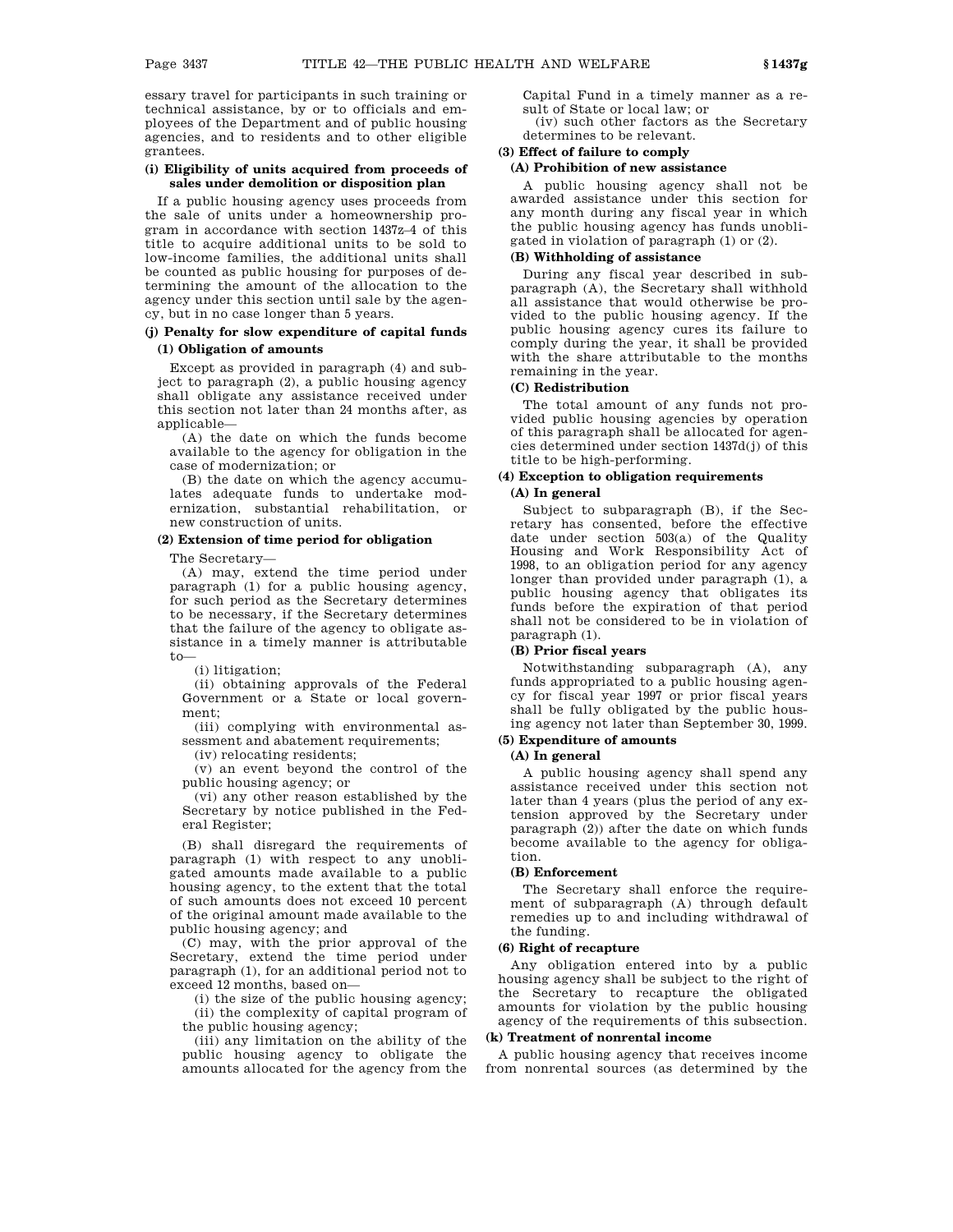essary travel for participants in such training or technical assistance, by or to officials and employees of the Department and of public housing agencies, and to residents and to other eligible grantees.

#### (i) Eligibility of units acquired from proceeds of sales under demolition or disposition plan

If a public housing agency uses proceeds from the sale of units under a homeownership program in accordance with section 1437z–4 of this title to acquire additional units to be sold to low-income families, the additional units shall be counted as public housing for purposes of determining the amount of the allocation to the agency under this section until sale by the agency, but in no case longer than 5 years.

#### (j) Penalty for slow expenditure of capital funds

##### (1) Obligation of amounts

Except as provided in paragraph (4) and subject to paragraph (2), a public housing agency shall obligate any assistance received under this section not later than 24 months after, as applicable—

(A) the date on which the funds become available to the agency for obligation in the case of modernization; or

(B) the date on which the agency accumulates adequate funds to undertake modernization, substantial rehabilitation, or new construction of units.

##### (2) Extension of time period for obligation

The Secretary—

(A) may, extend the time period under paragraph (1) for a public housing agency, for such period as the Secretary determines to be necessary, if the Secretary determines that the failure of the agency to obligate assistance in a timely manner is attributable to—

(i) litigation;

(ii) obtaining approvals of the Federal Government or a State or local government;

(iii) complying with environmental assessment and abatement requirements;

(iv) relocating residents;

(v) an event beyond the control of the public housing agency; or

(vi) any other reason established by the Secretary by notice published in the Federal Register;

(B) shall disregard the requirements of paragraph (1) with respect to any unobligated amounts made available to a public housing agency, to the extent that the total of such amounts does not exceed 10 percent of the original amount made available to the public housing agency; and

(C) may, with the prior approval of the Secretary, extend the time period under paragraph (1), for an additional period not to exceed 12 months, based on—

(i) the size of the public housing agency;

(ii) the complexity of capital program of the public housing agency;

(iii) any limitation on the ability of the public housing agency to obligate the amounts allocated for the agency from the Capital Fund in a timely manner as a result of State or local law; or

(iv) such other factors as the Secretary determines to be relevant.

##### (3) Effect of failure to comply

###### (A) Prohibition of new assistance

A public housing agency shall not be awarded assistance under this section for any month during any fiscal year in which the public housing agency has funds unobligated in violation of paragraph (1) or (2).

###### (B) Withholding of assistance

During any fiscal year described in subparagraph (A), the Secretary shall withhold all assistance that would otherwise be provided to the public housing agency. If the public housing agency cures its failure to comply during the year, it shall be provided with the share attributable to the months remaining in the year.

###### (C) Redistribution

The total amount of any funds not provided public housing agencies by operation of this paragraph shall be allocated for agencies determined under section 1437d(j) of this title to be high-performing.

##### (4) Exception to obligation requirements

###### (A) In general

Subject to subparagraph (B), if the Secretary has consented, before the effective date under section 503(a) of the Quality Housing and Work Responsibility Act of 1998, to an obligation period for any agency longer than provided under paragraph (1), a public housing agency that obligates its funds before the expiration of that period shall not be considered to be in violation of paragraph (1).

###### (B) Prior fiscal years

Notwithstanding subparagraph (A), any funds appropriated to a public housing agency for fiscal year 1997 or prior fiscal years shall be fully obligated by the public housing agency not later than September 30, 1999.

##### (5) Expenditure of amounts

###### (A) In general

A public housing agency shall spend any assistance received under this section not later than 4 years (plus the period of any extension approved by the Secretary under paragraph (2)) after the date on which funds become available to the agency for obligation.

###### (B) Enforcement

The Secretary shall enforce the requirement of subparagraph (A) through default remedies up to and including withdrawal of the funding.

##### (6) Right of recapture

Any obligation entered into by a public housing agency shall be subject to the right of the Secretary to recapture the obligated amounts for violation by the public housing agency of the requirements of this subsection.

#### (k) Treatment of nonrental income

A public housing agency that receives income from nonrental sources (as determined by the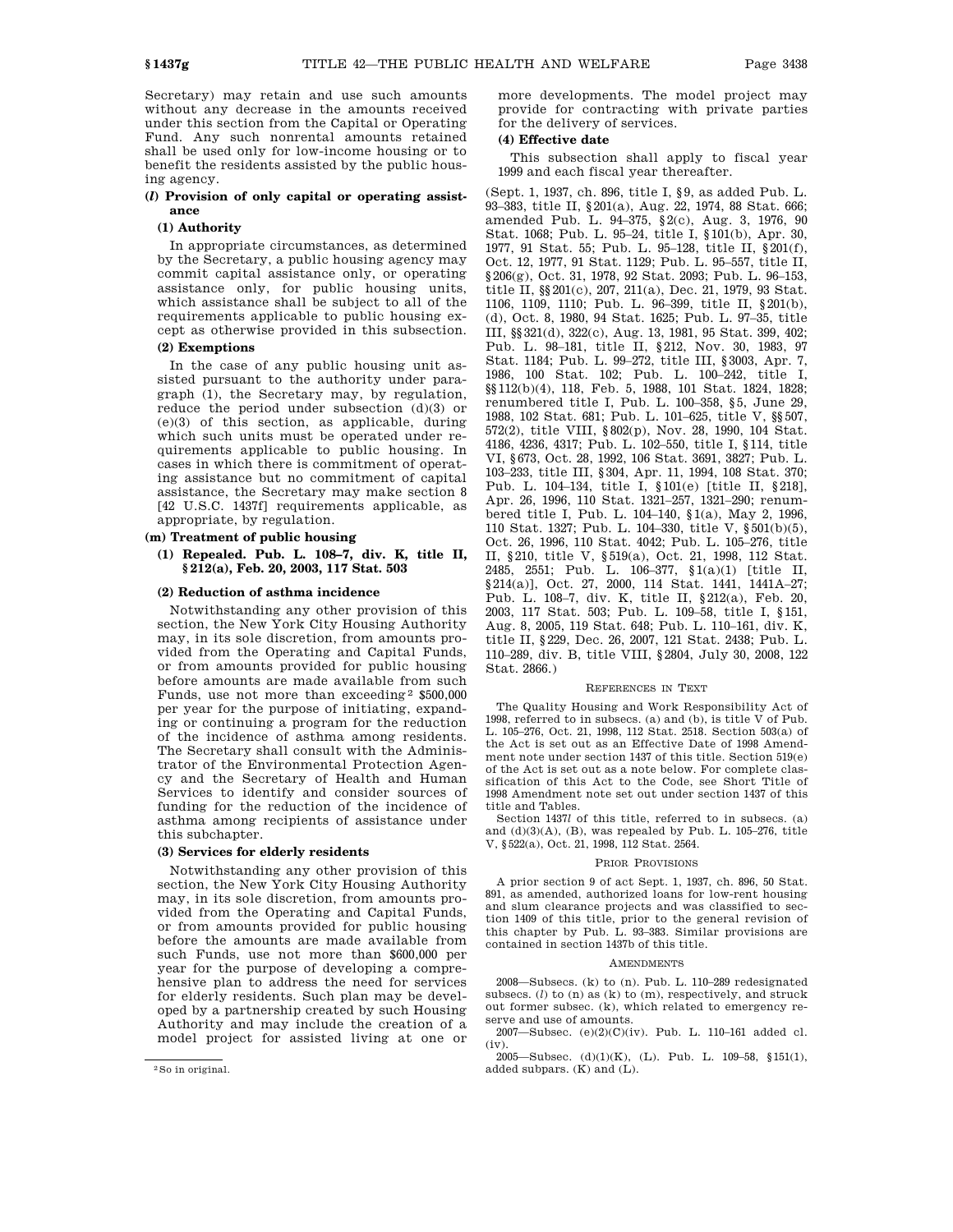Secretary) may retain and use such amounts without any decrease in the amounts received under this section from the Capital or Operating Fund. Any such nonrental amounts retained shall be used only for low-income housing or to benefit the residents assisted by the public housing agency.

### (*l*) Provision of only capital or operating assistance

#### (1) Authority

In appropriate circumstances, as determined by the Secretary, a public housing agency may commit capital assistance only, or operating assistance only, for public housing units, which assistance shall be subject to all of the requirements applicable to public housing except as otherwise provided in this subsection.

#### (2) Exemptions

In the case of any public housing unit assisted pursuant to the authority under paragraph (1), the Secretary may, by regulation, reduce the period under subsection (d)(3) or (e)(3) of this section, as applicable, during which such units must be operated under requirements applicable to public housing. In cases in which there is commitment of operating assistance but no commitment of capital assistance, the Secretary may make section 8 [42 U.S.C. 1437f] requirements applicable, as appropriate, by regulation.

### (m) Treatment of public housing

#### (1) Repealed. Pub. L. 108–7, div. K, title II, §212(a), Feb. 20, 2003, 117 Stat. 503

#### (2) Reduction of asthma incidence

Notwithstanding any other provision of this section, the New York City Housing Authority may, in its sole discretion, from amounts provided from the Operating and Capital Funds, or from amounts provided for public housing before amounts are made available from such Funds, use not more than exceeding[2] $500,000 per year for the purpose of initiating, expanding or continuing a program for the reduction of the incidence of asthma among residents. The Secretary shall consult with the Administrator of the Environmental Protection Agency and the Secretary of Health and Human Services to identify and consider sources of funding for the reduction of the incidence of asthma among recipients of assistance under this subchapter.

#### (3) Services for elderly residents

Notwithstanding any other provision of this section, the New York City Housing Authority may, in its sole discretion, from amounts provided from the Operating and Capital Funds, or from amounts provided for public housing before the amounts are made available from such Funds, use not more than $600,000 per year for the purpose of developing a comprehensive plan to address the need for services for elderly residents. Such plan may be developed by a partnership created by such Housing Authority and may include the creation of a model project for assisted living at one or more developments. The model project may provide for contracting with private parties for the delivery of services.

#### (4) Effective date

This subsection shall apply to fiscal year 1999 and each fiscal year thereafter.

[2] So in original.

(Sept. 1, 1937, ch. 896, title I, §9, as added Pub. L. 93–383, title II, §201(a), Aug. 22, 1974, 88 Stat. 666; amended Pub. L. 94–375, §2(c), Aug. 3, 1976, 90 Stat. 1068; Pub. L. 95–24, title I, §101(b), Apr. 30, 1977, 91 Stat. 55; Pub. L. 95–128, title II, §201(f), Oct. 12, 1977, 91 Stat. 1129; Pub. L. 95–557, title II, §206(g), Oct. 31, 1978, 92 Stat. 2093; Pub. L. 96–153, title II, §§201(c), 207, 211(a), Dec. 21, 1979, 93 Stat. 1106, 1109, 1110; Pub. L. 96–399, title II, §201(b), (d), Oct. 8, 1980, 94 Stat. 1625; Pub. L. 97–35, title III, §§321(d), 322(c), Aug. 13, 1981, 95 Stat. 399, 402; Pub. L. 98–181, title II, §212, Nov. 30, 1983, 97 Stat. 1184; Pub. L. 99–272, title III, §3003, Apr. 7, 1986, 100 Stat. 102; Pub. L. 100–242, title I, §§112(b)(4), 118, Feb. 5, 1988, 101 Stat. 1824, 1828; renumbered title I, Pub. L. 100–358, §5, June 29, 1988, 102 Stat. 681; Pub. L. 101–625, title V, §§507, 572(2), title VIII, §802(p), Nov. 28, 1990, 104 Stat. 4186, 4236, 4317; Pub. L. 102–550, title I, §114, title VI, §673, Oct. 28, 1992, 106 Stat. 3691, 3827; Pub. L. 103–233, title III, §304, Apr. 11, 1994, 108 Stat. 370; Pub. L. 104–134, title I, §101(e) [title II, §218], Apr. 26, 1996, 110 Stat. 1321–257, 1321–290; renumbered title I, Pub. L. 104–140, §1(a), May 2, 1996, 110 Stat. 1327; Pub. L. 104–330, title V, §501(b)(5), Oct. 26, 1996, 110 Stat. 4042; Pub. L. 105–276, title II, §210, title V, §519(a), Oct. 21, 1998, 112 Stat. 2485, 2551; Pub. L. 106–377, §1(a)(1) [title II, §214(a)], Oct. 27, 2000, 114 Stat. 1441, 1441A–27; Pub. L. 108–7, div. K, title II, §212(a), Feb. 20, 2003, 117 Stat. 503; Pub. L. 109–58, title I, §151, Aug. 8, 2005, 119 Stat. 648; Pub. L. 110–161, div. K, title II, §229, Dec. 26, 2007, 121 Stat. 2438; Pub. L. 110–289, div. B, title VIII, §2804, July 30, 2008, 122 Stat. 2866.)

REFERENCES IN TEXT

The Quality Housing and Work Responsibility Act of 1998, referred to in subsecs. (a) and (b), is title V of Pub. L. 105–276, Oct. 21, 1998, 112 Stat. 2518. Section 503(a) of the Act is set out as an Effective Date of 1998 Amendment note under section 1437 of this title. Section 519(e) of the Act is set out as a note below. For complete classification of this Act to the Code, see Short Title of 1998 Amendment note set out under section 1437 of this title and Tables.

Section 1437*l* of this title, referred to in subsecs. (a) and (d)(3)(A), (B), was repealed by Pub. L. 105–276, title V, §522(a), Oct. 21, 1998, 112 Stat. 2564.

PRIOR PROVISIONS

A prior section 9 of act Sept. 1, 1937, ch. 896, 50 Stat. 891, as amended, authorized loans for low-rent housing and slum clearance projects and was classified to section 1409 of this title, prior to the general revision of this chapter by Pub. L. 93–383. Similar provisions are contained in section 1437b of this title.

AMENDMENTS

2008—Subsecs. (k) to (n). Pub. L. 110–289 redesignated subsecs. (*l*) to (n) as (k) to (m), respectively, and struck out former subsec. (k), which related to emergency reserve and use of amounts.

2007—Subsec. (e)(2)(C)(iv). Pub. L. 110–161 added cl. (iv).

2005—Subsec. (d)(1)(K), (L). Pub. L. 109–58, §151(1), added subpars. (K) and (L).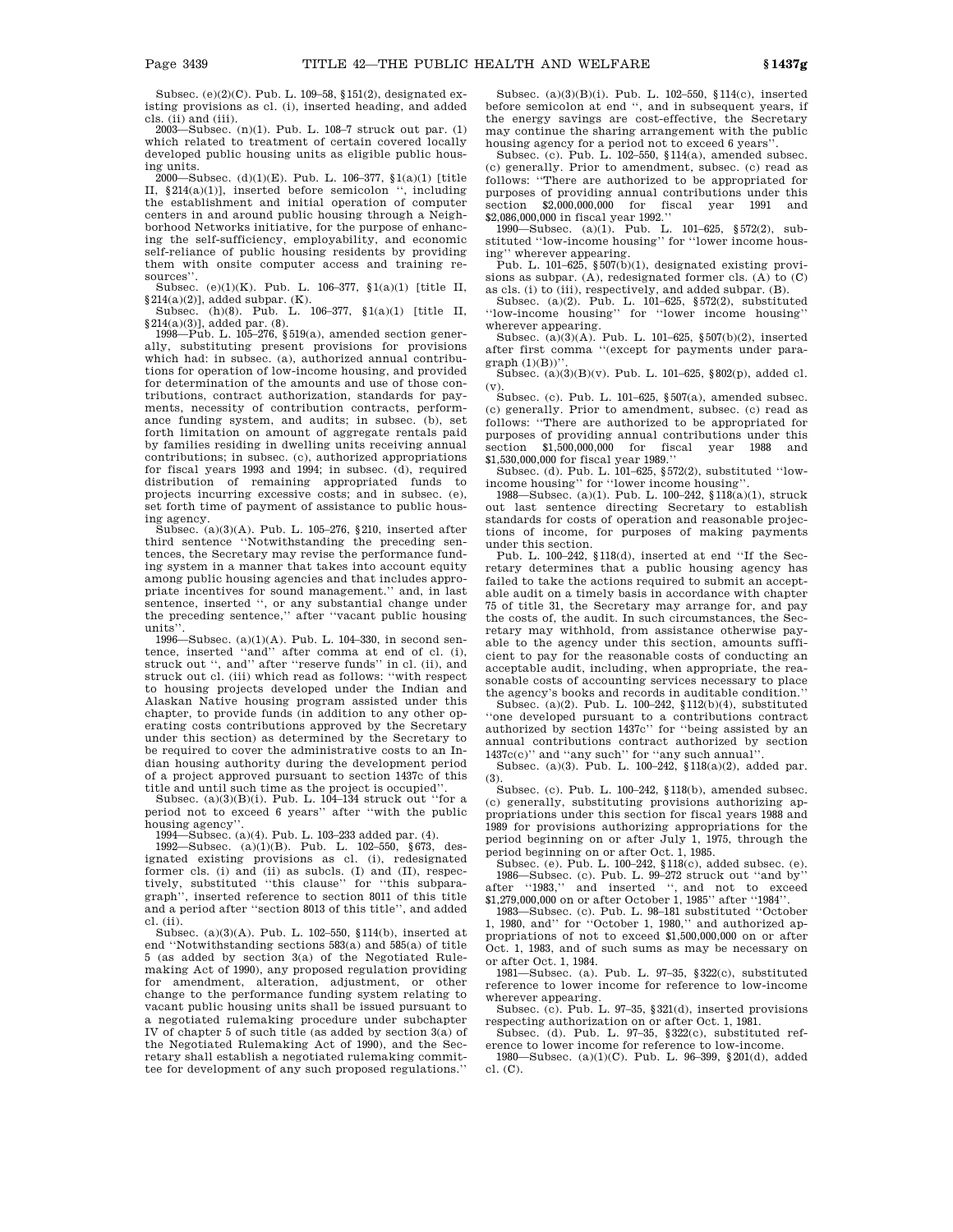Subsec. (e)(2)(C). Pub. L. 109–58, §151(2), designated existing provisions as cl. (i), inserted heading, and added cls. (ii) and (iii).

2003—Subsec. (n)(1). Pub. L. 108–7 struck out par. (1) which related to treatment of certain covered locally developed public housing units as eligible public housing units.

2000—Subsec. (d)(1)(E). Pub. L. 106–377, §1(a)(1) [title II, §214(a)(1)], inserted before semicolon ", including the establishment and initial operation of computer centers in and around public housing through a Neighborhood Networks initiative, for the purpose of enhancing the self-sufficiency, employability, and economic self-reliance of public housing residents by providing them with onsite computer access and training resources".

Subsec. (e)(1)(K). Pub. L. 106–377, §1(a)(1) [title II, §214(a)(2)], added subpar. (K).

Subsec. (h)(8). Pub. L. 106–377, §1(a)(1) [title II, §214(a)(3)], added par. (8).

1998—Pub. L. 105–276, §519(a), amended section generally, substituting present provisions for provisions which had: in subsec. (a), authorized annual contributions for operation of low-income housing, and provided for determination of the amounts and use of those contributions, contract authorization, standards for payments, necessity of contribution contracts, performance funding system, and audits; in subsec. (b), set forth limitation on amount of aggregate rentals paid by families residing in dwelling units receiving annual contributions; in subsec. (c), authorized appropriations for fiscal years 1993 and 1994; in subsec. (d), required distribution of remaining appropriated funds to projects incurring excessive costs; and in subsec. (e), set forth time of payment of assistance to public housing agency.

Subsec. (a)(3)(A). Pub. L. 105–276, §210, inserted after third sentence "Notwithstanding the preceding sentences, the Secretary may revise the performance funding system in a manner that takes into account equity among public housing agencies and that includes appropriate incentives for sound management." and, in last sentence, inserted ", or any substantial change under the preceding sentence," after "vacant public housing units".

1996—Subsec. (a)(1)(A). Pub. L. 104–330, in second sentence, inserted "and" after comma at end of cl. (i), struck out ", and" after "reserve funds" in cl. (ii), and struck out cl. (iii) which read as follows: "with respect to housing projects developed under the Indian and Alaskan Native housing program assisted under this chapter, to provide funds (in addition to any other operating costs contributions approved by the Secretary under this section) as determined by the Secretary to be required to cover the administrative costs to an Indian housing authority during the development period of a project approved pursuant to section 1437c of this title and until such time as the project is occupied".

Subsec. (a)(3)(B)(i). Pub. L. 104–134 struck out "for a period not to exceed 6 years" after "with the public housing agency".

1994—Subsec. (a)(4). Pub. L. 103–233 added par. (4).

1992—Subsec. (a)(1)(B). Pub. L. 102–550, §673, designated existing provisions as cl. (i), redesignated former cls. (i) and (ii) as subcls. (I) and (II), respectively, substituted "this clause" for "this subparagraph", inserted reference to section 8011 of this title and a period after "section 8013 of this title", and added cl. (ii).

Subsec. (a)(3)(A). Pub. L. 102–550, §114(b), inserted at end "Notwithstanding sections 583(a) and 585(a) of title 5 (as added by section 3(a) of the Negotiated Rulemaking Act of 1990), any proposed regulation providing for amendment, alteration, adjustment, or other change to the performance funding system relating to vacant public housing units shall be issued pursuant to a negotiated rulemaking procedure under subchapter IV of chapter 5 of such title (as added by section 3(a) of the Negotiated Rulemaking Act of 1990), and the Secretary shall establish a negotiated rulemaking committee for development of any such proposed regulations."

Subsec. (a)(3)(B)(i). Pub. L. 102–550, §114(c), inserted before semicolon at end ", and in subsequent years, if the energy savings are cost-effective, the Secretary may continue the sharing arrangement with the public housing agency for a period not to exceed 6 years".

Subsec. (c). Pub. L. 102–550, §114(a), amended subsec. (c) generally. Prior to amendment, subsec. (c) read as follows: "There are authorized to be appropriated for purposes of providing annual contributions under this section $2,000,000,000 for fiscal year 1991 and $2,086,000,000 in fiscal year 1992."

1990—Subsec. (a)(1). Pub. L. 101–625, §572(2), substituted "low-income housing" for "lower income housing" wherever appearing.

Pub. L. 101–625, §507(b)(1), designated existing provisions as subpar. (A), redesignated former cls. (A) to (C) as cls. (i) to (iii), respectively, and added subpar. (B).

Subsec. (a)(2). Pub. L. 101–625, §572(2), substituted "low-income housing" for "lower income housing" wherever appearing.

Subsec. (a)(3)(A). Pub. L. 101–625, §507(b)(2), inserted after first comma "(except for payments under paragraph (1)(B))".

Subsec. (a)(3)(B)(v). Pub. L. 101–625, §802(p), added cl. (v).

Subsec. (c). Pub. L. 101–625, §507(a), amended subsec. (c) generally. Prior to amendment, subsec. (c) read as follows: "There are authorized to be appropriated for purposes of providing annual contributions under this section $1,500,000,000 for fiscal year 1988 and $1,530,000,000 for fiscal year 1989."

Subsec. (d). Pub. L. 101–625, §572(2), substituted "low-income housing" for "lower income housing".

1988—Subsec. (a)(1). Pub. L. 100–242, §118(a)(1), struck out last sentence directing Secretary to establish standards for costs of operation and reasonable projections of income, for purposes of making payments under this section.

Pub. L. 100–242, §118(d), inserted at end "If the Secretary determines that a public housing agency has failed to take the actions required to submit an acceptable audit on a timely basis in accordance with chapter 75 of title 31, the Secretary may arrange for, and pay the costs of, the audit. In such circumstances, the Secretary may withhold, from assistance otherwise payable to the agency under this section, amounts sufficient to pay for the reasonable costs of conducting an acceptable audit, including, when appropriate, the reasonable costs of accounting services necessary to place the agency's books and records in auditable condition."

Subsec. (a)(2). Pub. L. 100–242, §112(b)(4), substituted "one developed pursuant to a contributions contract authorized by section 1437c" for "being assisted by an annual contributions contract authorized by section 1437c(c)" and "any such" for "any such annual".

Subsec. (a)(3). Pub. L. 100–242, §118(a)(2), added par. (3).

Subsec. (c). Pub. L. 100–242, §118(b), amended subsec. (c) generally, substituting provisions authorizing appropriations under this section for fiscal years 1988 and 1989 for provisions authorizing appropriations for the period beginning on or after July 1, 1975, through the period beginning on or after Oct. 1, 1985.

Subsec. (e). Pub. L. 100–242, §118(c), added subsec. (e).

1986—Subsec. (c). Pub. L. 99–272 struck out "and by" after "1983," and inserted ", and not to exceed $1,279,000,000 on or after October 1, 1985" after "1984".

1983—Subsec. (c). Pub. L. 98–181 substituted "October 1, 1980, and" for "October 1, 1980," and authorized appropriations of not to exceed $1,500,000,000 on or after Oct. 1, 1983, and of such sums as may be necessary on or after Oct. 1, 1984.

1981—Subsec. (a). Pub. L. 97–35, §322(c), substituted reference to lower income for reference to low-income wherever appearing.

Subsec. (c). Pub. L. 97–35, §321(d), inserted provisions respecting authorization on or after Oct. 1, 1981.

Subsec. (d). Pub. L. 97–35, §322(c), substituted reference to lower income for reference to low-income.

1980—Subsec. (a)(1)(C). Pub. L. 96–399, §201(d), added cl. (C).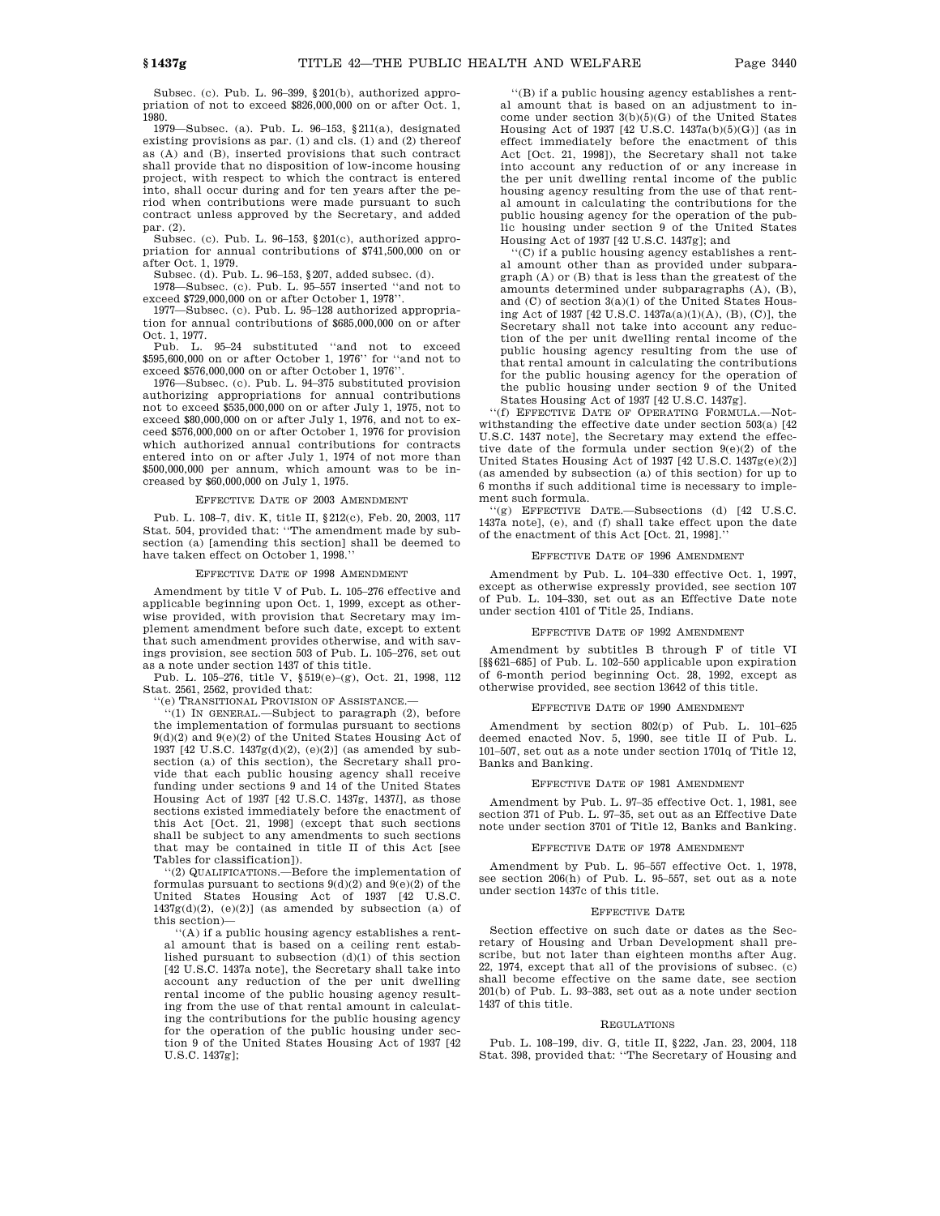Subsec. (c). Pub. L. 96–399, §201(b), authorized appropriation of not to exceed $826,000,000 on or after Oct. 1, 1980.

1979—Subsec. (a). Pub. L. 96–153, §211(a), designated existing provisions as par. (1) and cls. (1) and (2) thereof as (A) and (B), inserted provisions that such contract shall provide that no disposition of low-income housing project, with respect to which the contract is entered into, shall occur during and for ten years after the period when contributions were made pursuant to such contract unless approved by the Secretary, and added par. (2).

Subsec. (c). Pub. L. 96–153, §201(c), authorized appropriation for annual contributions of $741,500,000 on or after Oct. 1, 1979.

Subsec. (d). Pub. L. 96–153, §207, added subsec. (d).

1978—Subsec. (c). Pub. L. 95–557 inserted "and not to exceed $729,000,000 on or after October 1, 1978".

1977—Subsec. (c). Pub. L. 95–128 authorized appropriation for annual contributions of $685,000,000 on or after Oct. 1, 1977.

Pub. L. 95–24 substituted "and not to exceed $595,600,000 on or after October 1, 1976" for "and not to exceed $576,000,000 on or after October 1, 1976".

1976—Subsec. (c). Pub. L. 94–375 substituted provision authorizing appropriations for annual contributions not to exceed $535,000,000 on or after July 1, 1975, not to exceed $80,000,000 on or after July 1, 1976, and not to exceed $576,000,000 on or after October 1, 1976 for provision which authorized annual contributions for contracts entered into on or after July 1, 1974 of not more than $500,000,000 per annum, which amount was to be increased by $60,000,000 on July 1, 1975.

## Effective Date of 2003 Amendment

Pub. L. 108–7, div. K, title II, §212(c), Feb. 20, 2003, 117 Stat. 504, provided that: "The amendment made by subsection (a) [amending this section] shall be deemed to have taken effect on October 1, 1998."

## Effective Date of 1998 Amendment

Amendment by title V of Pub. L. 105–276 effective and applicable beginning upon Oct. 1, 1999, except as otherwise provided, with provision that Secretary may implement amendment before such date, except to extent that such amendment provides otherwise, and with savings provision, see section 503 of Pub. L. 105–276, set out as a note under section 1437 of this title.

Pub. L. 105–276, title V, §519(e)–(g), Oct. 21, 1998, 112 Stat. 2561, 2562, provided that:

"(e) Transitional Provision of Assistance.—

"(1) In general.—Subject to paragraph (2), before the implementation of formulas pursuant to sections 9(d)(2) and 9(e)(2) of the United States Housing Act of 1937 [42 U.S.C. 1437g(d)(2), (e)(2)] (as amended by subsection (a) of this section), the Secretary shall provide that each public housing agency shall receive funding under sections 9 and 14 of the United States Housing Act of 1937 [42 U.S.C. 1437g, 1437*l*], as those sections existed immediately before the enactment of this Act [Oct. 21, 1998] (except that such sections shall be subject to any amendments to such sections that may be contained in title II of this Act [see Tables for classification]).

"(2) Qualifications.—Before the implementation of formulas pursuant to sections 9(d)(2) and 9(e)(2) of the United States Housing Act of 1937 [42 U.S.C. 1437g(d)(2), (e)(2)] (as amended by subsection (a) of this section)—

"(A) if a public housing agency establishes a rental amount that is based on a ceiling rent established pursuant to subsection (d)(1) of this section [42 U.S.C. 1437a note], the Secretary shall take into account any reduction of the per unit dwelling rental income of the public housing agency resulting from the use of that rental amount in calculating the contributions for the public housing agency for the operation of the public housing under section 9 of the United States Housing Act of 1937 [42 U.S.C. 1437g];

"(B) if a public housing agency establishes a rental amount that is based on an adjustment to income under section 3(b)(5)(G) of the United States Housing Act of 1937 [42 U.S.C. 1437a(b)(5)(G)] (as in effect immediately before the enactment of this Act [Oct. 21, 1998]), the Secretary shall not take into account any reduction of or any increase in the per unit dwelling rental income of the public housing agency resulting from the use of that rental amount in calculating the contributions for the public housing agency for the operation of the public housing under section 9 of the United States Housing Act of 1937 [42 U.S.C. 1437g]; and

"(C) if a public housing agency establishes a rental amount other than as provided under subparagraph (A) or (B) that is less than the greatest of the amounts determined under subparagraphs (A), (B), and (C) of section 3(a)(1) of the United States Housing Act of 1937 [42 U.S.C. 1437a(a)(1)(A), (B), (C)], the Secretary shall not take into account any reduction of the per unit dwelling rental income of the public housing agency resulting from the use of that rental amount in calculating the contributions for the public housing agency for the operation of the public housing under section 9 of the United States Housing Act of 1937 [42 U.S.C. 1437g].

"(f) Effective Date of Operating Formula.—Notwithstanding the effective date under section 503(a) [42 U.S.C. 1437 note], the Secretary may extend the effective date of the formula under section 9(e)(2) of the United States Housing Act of 1937 [42 U.S.C. 1437g(e)(2)] (as amended by subsection (a) of this section) for up to 6 months if such additional time is necessary to implement such formula.

"(g) Effective Date.—Subsections (d) [42 U.S.C. 1437a note], (e), and (f) shall take effect upon the date of the enactment of this Act [Oct. 21, 1998]."

## Effective Date of 1996 Amendment

Amendment by Pub. L. 104–330 effective Oct. 1, 1997, except as otherwise expressly provided, see section 107 of Pub. L. 104–330, set out as an Effective Date note under section 4101 of Title 25, Indians.

## Effective Date of 1992 Amendment

Amendment by subtitles B through F of title VI [§§621–685] of Pub. L. 102–550 applicable upon expiration of 6-month period beginning Oct. 28, 1992, except as otherwise provided, see section 13642 of this title.

## Effective Date of 1990 Amendment

Amendment by section 802(p) of Pub. L. 101–625 deemed enacted Nov. 5, 1990, see title II of Pub. L. 101–507, set out as a note under section 1701q of Title 12, Banks and Banking.

## Effective Date of 1981 Amendment

Amendment by Pub. L. 97–35 effective Oct. 1, 1981, see section 371 of Pub. L. 97–35, set out as an Effective Date note under section 3701 of Title 12, Banks and Banking.

## Effective Date of 1978 Amendment

Amendment by Pub. L. 95–557 effective Oct. 1, 1978, see section 206(h) of Pub. L. 95–557, set out as a note under section 1437c of this title.

## Effective Date

Section effective on such date or dates as the Secretary of Housing and Urban Development shall prescribe, but not later than eighteen months after Aug. 22, 1974, except that all of the provisions of subsec. (c) shall become effective on the same date, see section 201(b) of Pub. L. 93–383, set out as a note under section 1437 of this title.

## Regulations

Pub. L. 108–199, div. G, title II, §222, Jan. 23, 2004, 118 Stat. 398, provided that: "The Secretary of Housing and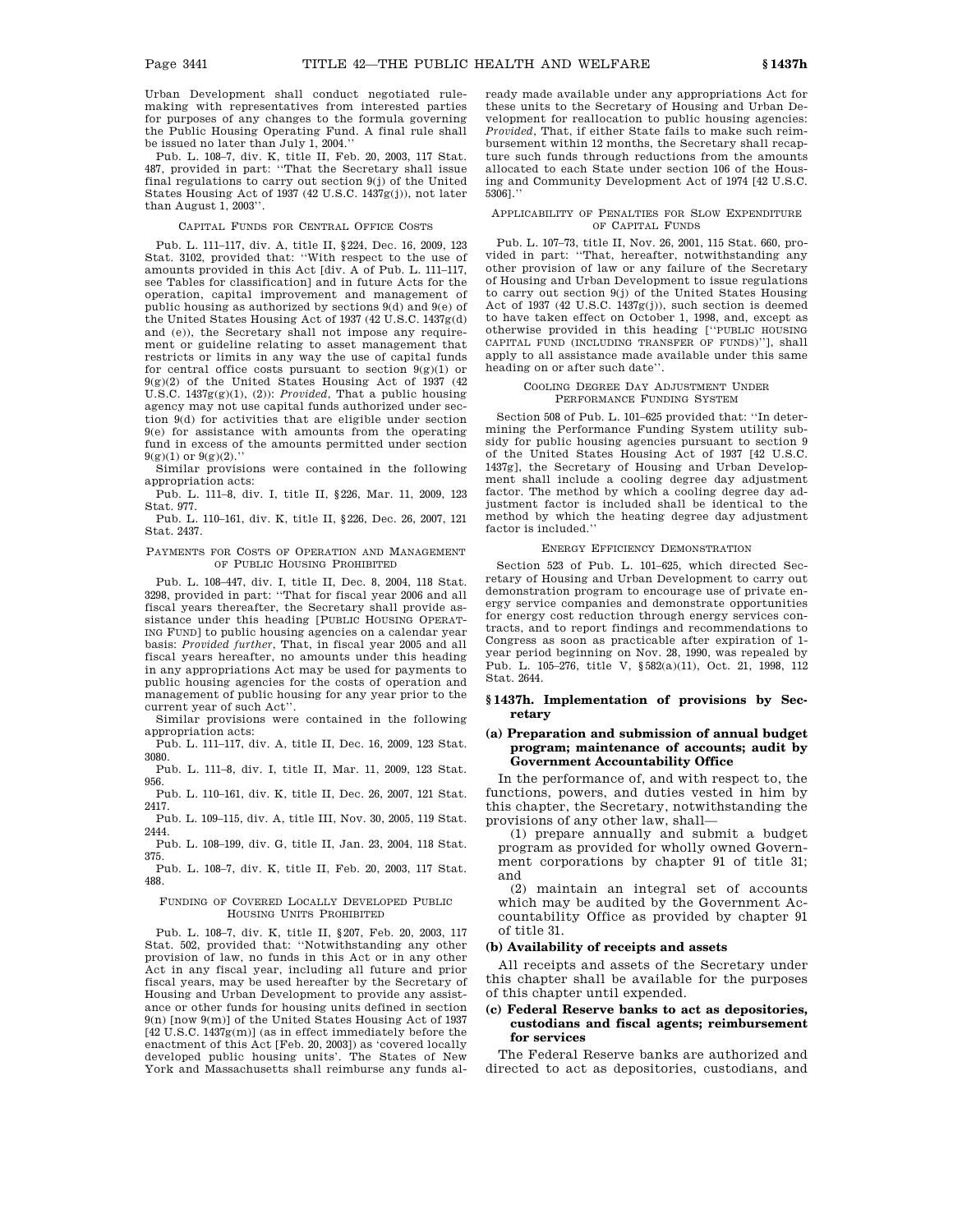Urban Development shall conduct negotiated rulemaking with representatives from interested parties for purposes of any changes to the formula governing the Public Housing Operating Fund. A final rule shall be issued no later than July 1, 2004.''

Pub. L. 108–7, div. K, title II, Feb. 20, 2003, 117 Stat. 487, provided in part: ''That the Secretary shall issue final regulations to carry out section 9(j) of the United States Housing Act of 1937 (42 U.S.C. 1437g(j)), not later than August 1, 2003''.

CAPITAL FUNDS FOR CENTRAL OFFICE COSTS

Pub. L. 111–117, div. A, title II, §224, Dec. 16, 2009, 123 Stat. 3102, provided that: ''With respect to the use of amounts provided in this Act [div. A of Pub. L. 111–117, see Tables for classification] and in future Acts for the operation, capital improvement and management of public housing as authorized by sections 9(d) and 9(e) of the United States Housing Act of 1937 (42 U.S.C. 1437g(d) and (e)), the Secretary shall not impose any requirement or guideline relating to asset management that restricts or limits in any way the use of capital funds for central office costs pursuant to section 9(g)(1) or 9(g)(2) of the United States Housing Act of 1937 (42 U.S.C. 1437g(g)(1), (2)): *Provided*, That a public housing agency may not use capital funds authorized under section 9(d) for activities that are eligible under section 9(e) for assistance with amounts from the operating fund in excess of the amounts permitted under section 9(g)(1) or 9(g)(2).''

Similar provisions were contained in the following appropriation acts:

Pub. L. 111–8, div. I, title II, §226, Mar. 11, 2009, 123 Stat. 977.

Pub. L. 110–161, div. K, title II, §226, Dec. 26, 2007, 121 Stat. 2437.

PAYMENTS FOR COSTS OF OPERATION AND MANAGEMENT OF PUBLIC HOUSING PROHIBITED

Pub. L. 108–447, div. I, title II, Dec. 8, 2004, 118 Stat. 3298, provided in part: ''That for fiscal year 2006 and all fiscal years thereafter, the Secretary shall provide assistance under this heading [PUBLIC HOUSING OPERATING FUND] to public housing agencies on a calendar year basis: *Provided further*, That, in fiscal year 2005 and all fiscal years hereafter, no amounts under this heading in any appropriations Act may be used for payments to public housing agencies for the costs of operation and management of public housing for any year prior to the current year of such Act''.

Similar provisions were contained in the following appropriation acts:

Pub. L. 111–117, div. A, title II, Dec. 16, 2009, 123 Stat. 3080.

Pub. L. 111–8, div. I, title II, Mar. 11, 2009, 123 Stat. 956.

Pub. L. 110–161, div. K, title II, Dec. 26, 2007, 121 Stat. 2417.

Pub. L. 109–115, div. A, title III, Nov. 30, 2005, 119 Stat. 2444.

Pub. L. 108–199, div. G, title II, Jan. 23, 2004, 118 Stat. 375.

Pub. L. 108–7, div. K, title II, Feb. 20, 2003, 117 Stat. 488.

FUNDING OF COVERED LOCALLY DEVELOPED PUBLIC HOUSING UNITS PROHIBITED

Pub. L. 108–7, div. K, title II, §207, Feb. 20, 2003, 117 Stat. 502, provided that: ''Notwithstanding any other provision of law, no funds in this Act or in any other Act in any fiscal year, including all future and prior fiscal years, may be used hereafter by the Secretary of Housing and Urban Development to provide any assistance or other funds for housing units defined in section 9(n) [now 9(m)] of the United States Housing Act of 1937 [42 U.S.C. 1437g(m)] (as in effect immediately before the enactment of this Act [Feb. 20, 2003]) as 'covered locally developed public housing units'. The States of New York and Massachusetts shall reimburse any funds already made available under any appropriations Act for these units to the Secretary of Housing and Urban Development for reallocation to public housing agencies: *Provided*, That, if either State fails to make such reimbursement within 12 months, the Secretary shall recapture such funds through reductions from the amounts allocated to each State under section 106 of the Housing and Community Development Act of 1974 [42 U.S.C. 5306].''

APPLICABILITY OF PENALTIES FOR SLOW EXPENDITURE OF CAPITAL FUNDS

Pub. L. 107–73, title II, Nov. 26, 2001, 115 Stat. 660, provided in part: ''That, hereafter, notwithstanding any other provision of law or any failure of the Secretary of Housing and Urban Development to issue regulations to carry out section 9(j) of the United States Housing Act of 1937 (42 U.S.C. 1437g(j)), such section is deemed to have taken effect on October 1, 1998, and, except as otherwise provided in this heading [''PUBLIC HOUSING CAPITAL FUND (INCLUDING TRANSFER OF FUNDS)''], shall apply to all assistance made available under this same heading on or after such date''.

COOLING DEGREE DAY ADJUSTMENT UNDER PERFORMANCE FUNDING SYSTEM

Section 508 of Pub. L. 101–625 provided that: ''In determining the Performance Funding System utility subsidy for public housing agencies pursuant to section 9 of the United States Housing Act of 1937 [42 U.S.C. 1437g], the Secretary of Housing and Urban Development shall include a cooling degree day adjustment factor. The method by which a cooling degree day adjustment factor is included shall be identical to the method by which the heating degree day adjustment factor is included.''

ENERGY EFFICIENCY DEMONSTRATION

Section 523 of Pub. L. 101–625, which directed Secretary of Housing and Urban Development to carry out demonstration program to encourage use of private energy service companies and demonstrate opportunities for energy cost reduction through energy services contracts, and to report findings and recommendations to Congress as soon as practicable after expiration of 1-year period beginning on Nov. 28, 1990, was repealed by Pub. L. 105–276, title V, §582(a)(11), Oct. 21, 1998, 112 Stat. 2644.

## §1437h. Implementation of provisions by Secretary

### (a) Preparation and submission of annual budget program; maintenance of accounts; audit by Government Accountability Office

In the performance of, and with respect to, the functions, powers, and duties vested in him by this chapter, the Secretary, notwithstanding the provisions of any other law, shall—

(1) prepare annually and submit a budget program as provided for wholly owned Government corporations by chapter 91 of title 31; and

(2) maintain an integral set of accounts which may be audited by the Government Accountability Office as provided by chapter 91 of title 31.

### (b) Availability of receipts and assets

All receipts and assets of the Secretary under this chapter shall be available for the purposes of this chapter until expended.

### (c) Federal Reserve banks to act as depositories, custodians and fiscal agents; reimbursement for services

The Federal Reserve banks are authorized and directed to act as depositories, custodians, and